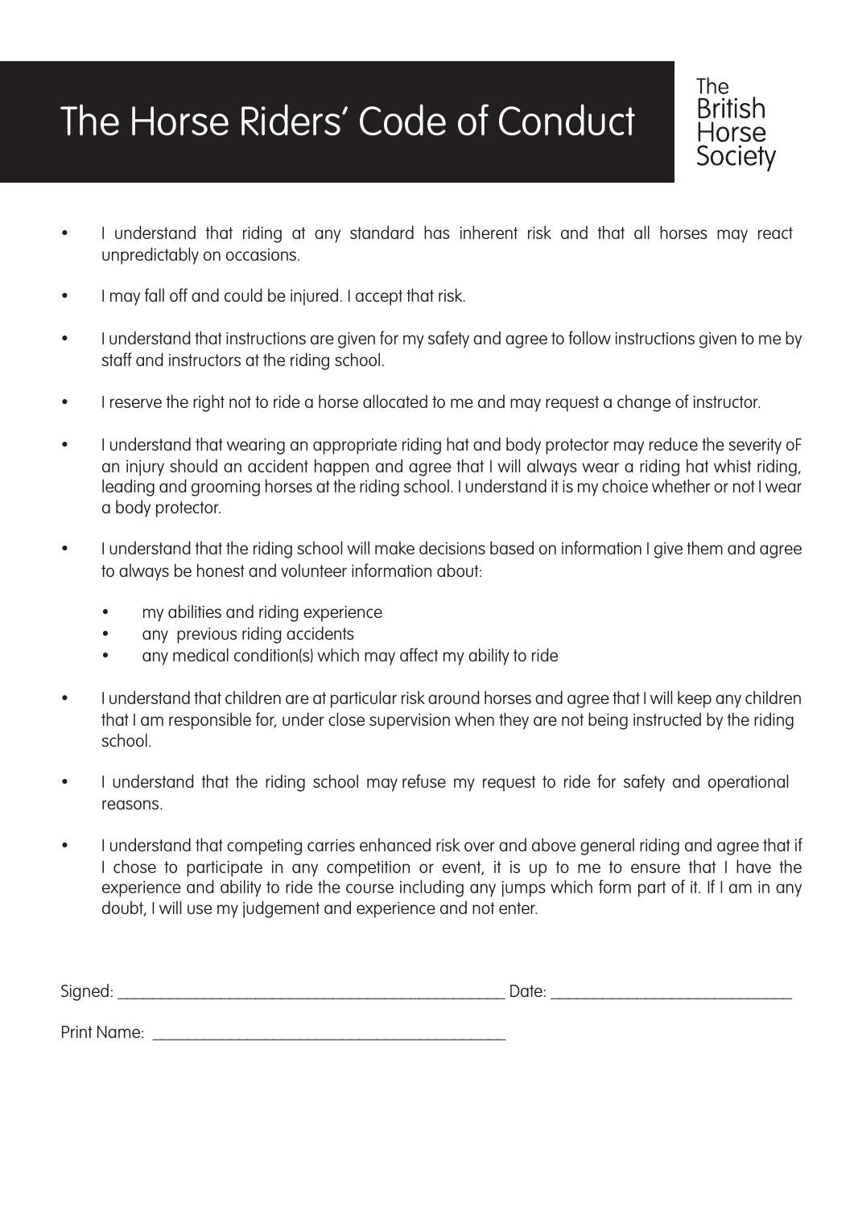# The Horse Riders' Code of Conduct

The British Horse Society

- I understand that riding at any standard has inherent risk and that all horses may react unpredictably on occasions.
- I may fall off and could be injured. I accept that risk.
- I understand that instructions are given for my safety and agree to follow instructions given to me by staff and instructors at the riding school.
- I reserve the right not to ride a horse allocated to me and may request a change of instructor.
- I understand that wearing an appropriate riding hat and body protector may reduce the severity oF an injury should an accident happen and agree that I will always wear a riding hat whist riding, leading and grooming horses at the riding school. I understand it is my choice whether or not I wear a body protector.
- I understand that the riding school will make decisions based on information I give them and agree to always be honest and volunteer information about:
  - my abilities and riding experience
  - any previous riding accidents
  - any medical condition(s) which may affect my ability to ride
- I understand that children are at particular risk around horses and agree that I will keep any children that I am responsible for, under close supervision when they are not being instructed by the riding school.
- I understand that the riding school may refuse my request to ride for safety and operational reasons.
- I understand that competing carries enhanced risk over and above general riding and agree that if I chose to participate in any competition or event, it is up to me to ensure that I have the experience and ability to ride the course including any jumps which form part of it. If I am in any doubt, I will use my judgement and experience and not enter.

Signed: ______________________________ Date: ______________________

Print Name: ______________________________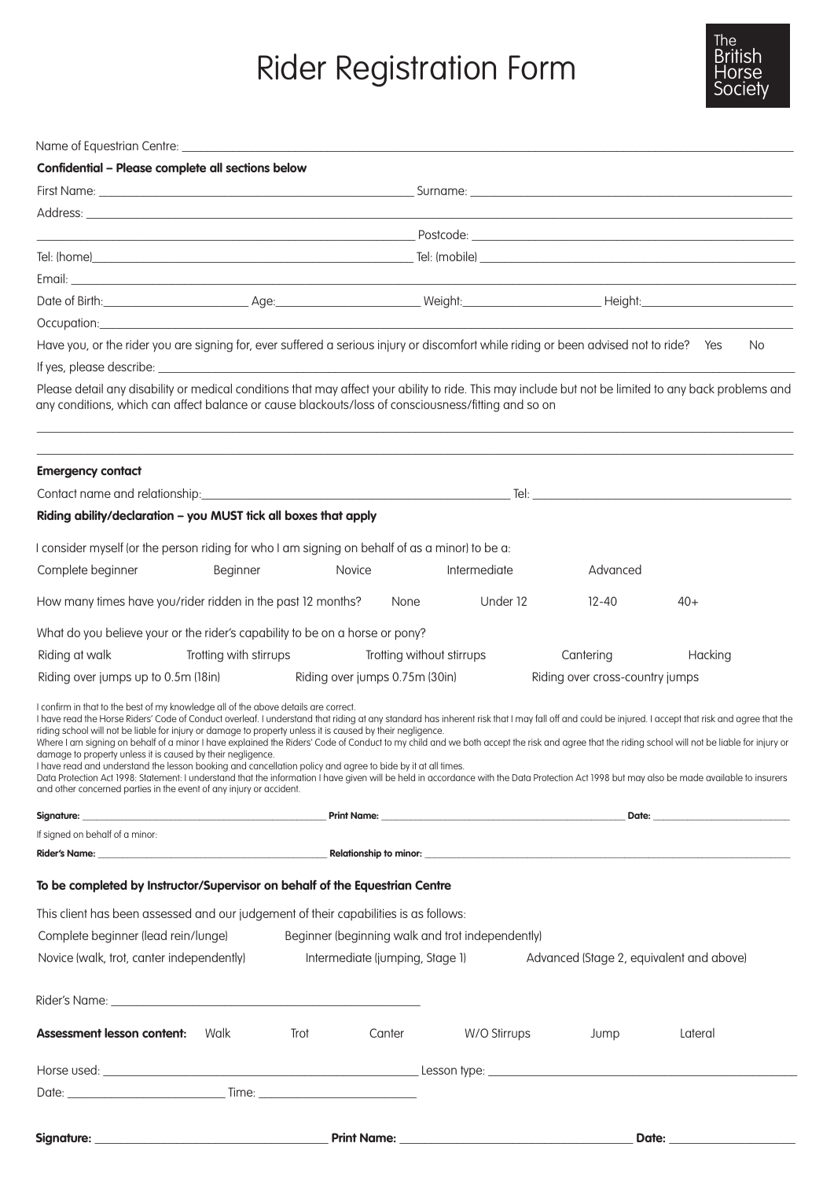# Rider Registration Form

The British Horse Society

Name of Equestrian Centre: \_\_\_\_\_\_\_\_\_\_\_\_\_\_\_\_\_\_\_\_

**Confidential – Please complete all sections below**

First Name: \_\_\_\_\_\_\_\_\_\_\_\_\_\_\_\_\_\_\_\_ Surname: \_\_\_\_\_\_\_\_\_\_\_\_\_\_\_\_\_\_\_\_

Address: \_\_\_\_\_\_\_\_\_\_\_\_\_\_\_\_\_\_\_\_

\_\_\_\_\_\_\_\_\_\_\_\_\_\_\_\_\_\_\_\_ Postcode: \_\_\_\_\_\_\_\_\_\_\_\_\_\_\_\_\_\_\_\_

Tel: (home) \_\_\_\_\_\_\_\_\_\_\_\_\_\_\_\_\_\_\_\_ Tel: (mobile) \_\_\_\_\_\_\_\_\_\_\_\_\_\_\_\_\_\_\_\_

Email: \_\_\_\_\_\_\_\_\_\_\_\_\_\_\_\_\_\_\_\_

Date of Birth: \_\_\_\_\_\_\_\_\_\_ Age: \_\_\_\_\_\_\_\_\_\_ Weight: \_\_\_\_\_\_\_\_\_\_ Height: \_\_\_\_\_\_\_\_\_\_

Occupation: \_\_\_\_\_\_\_\_\_\_\_\_\_\_\_\_\_\_\_\_

Have you, or the rider you are signing for, ever suffered a serious injury or discomfort while riding or been advised not to ride? Yes No

If yes, please describe: \_\_\_\_\_\_\_\_\_\_\_\_\_\_\_\_\_\_\_\_

Please detail any disability or medical conditions that may affect your ability to ride. This may include but not be limited to any back problems and any conditions, which can affect balance or cause blackouts/loss of consciousness/fitting and so on

\_\_\_\_\_\_\_\_\_\_\_\_\_\_\_\_\_\_\_\_

\_\_\_\_\_\_\_\_\_\_\_\_\_\_\_\_\_\_\_\_

**Emergency contact**

Contact name and relationship: \_\_\_\_\_\_\_\_\_\_\_\_\_\_\_\_\_\_\_\_ Tel: \_\_\_\_\_\_\_\_\_\_\_\_\_\_\_\_\_\_\_\_

**Riding ability/declaration – you MUST tick all boxes that apply**

I consider myself (or the person riding for who I am signing on behalf of as a minor) to be a:

Complete beginner Beginner Novice Intermediate Advanced

How many times have you/rider ridden in the past 12 months? None Under 12 12-40 40+

What do you believe your or the rider's capability to be on a horse or pony?

Riding at walk Trotting with stirrups Trotting without stirrups Cantering Hacking

Riding over jumps up to 0.5m (18in) Riding over jumps 0.75m (30in) Riding over cross-country jumps

I confirm in that to the best of my knowledge all of the above details are correct.
I have read the Horse Riders' Code of Conduct overleaf. I understand that riding at any standard has inherent risk that I may fall off and could be injured. I accept that risk and agree that the riding school will not be liable for injury or damage to property unless it is caused by their negligence.
Where I am signing on behalf of a minor I have explained the Riders' Code of Conduct to my child and we both accept the risk and agree that the riding school will not be liable for injury or damage to property unless it is caused by their negligence.
I have read and understand the lesson booking and cancellation policy and agree to bide by it at all times.
Data Protection Act 1998: Statement: I understand that the information I have given will be held in accordance with the Data Protection Act 1998 but may also be made available to insurers and other concerned parties in the event of any injury or accident.

**Signature:** \_\_\_\_\_\_\_\_\_\_\_\_\_\_\_\_\_\_\_\_ **Print Name:** \_\_\_\_\_\_\_\_\_\_\_\_\_\_\_\_\_\_\_\_ **Date:** \_\_\_\_\_\_\_\_\_\_

If signed on behalf of a minor:

**Rider's Name:** \_\_\_\_\_\_\_\_\_\_\_\_\_\_\_\_\_\_\_\_ **Relationship to minor:** \_\_\_\_\_\_\_\_\_\_\_\_\_\_\_\_\_\_\_\_

**To be completed by Instructor/Supervisor on behalf of the Equestrian Centre**

This client has been assessed and our judgement of their capabilities is as follows:

Complete beginner (lead rein/lunge) Beginner (beginning walk and trot independently)

Novice (walk, trot, canter independently) Intermediate (jumping, Stage 1) Advanced (Stage 2, equivalent and above)

Rider's Name: \_\_\_\_\_\_\_\_\_\_\_\_\_\_\_\_\_\_\_\_

**Assessment lesson content:** Walk Trot Canter W/O Stirrups Jump Lateral

Horse used: \_\_\_\_\_\_\_\_\_\_\_\_\_\_\_\_\_\_\_\_ Lesson type: \_\_\_\_\_\_\_\_\_\_\_\_\_\_\_\_\_\_\_\_

Date: \_\_\_\_\_\_\_\_\_\_ Time: \_\_\_\_\_\_\_\_\_\_

**Signature:** \_\_\_\_\_\_\_\_\_\_\_\_\_\_\_\_\_\_\_\_ **Print Name:** \_\_\_\_\_\_\_\_\_\_\_\_\_\_\_\_\_\_\_\_ **Date:** \_\_\_\_\_\_\_\_\_\_